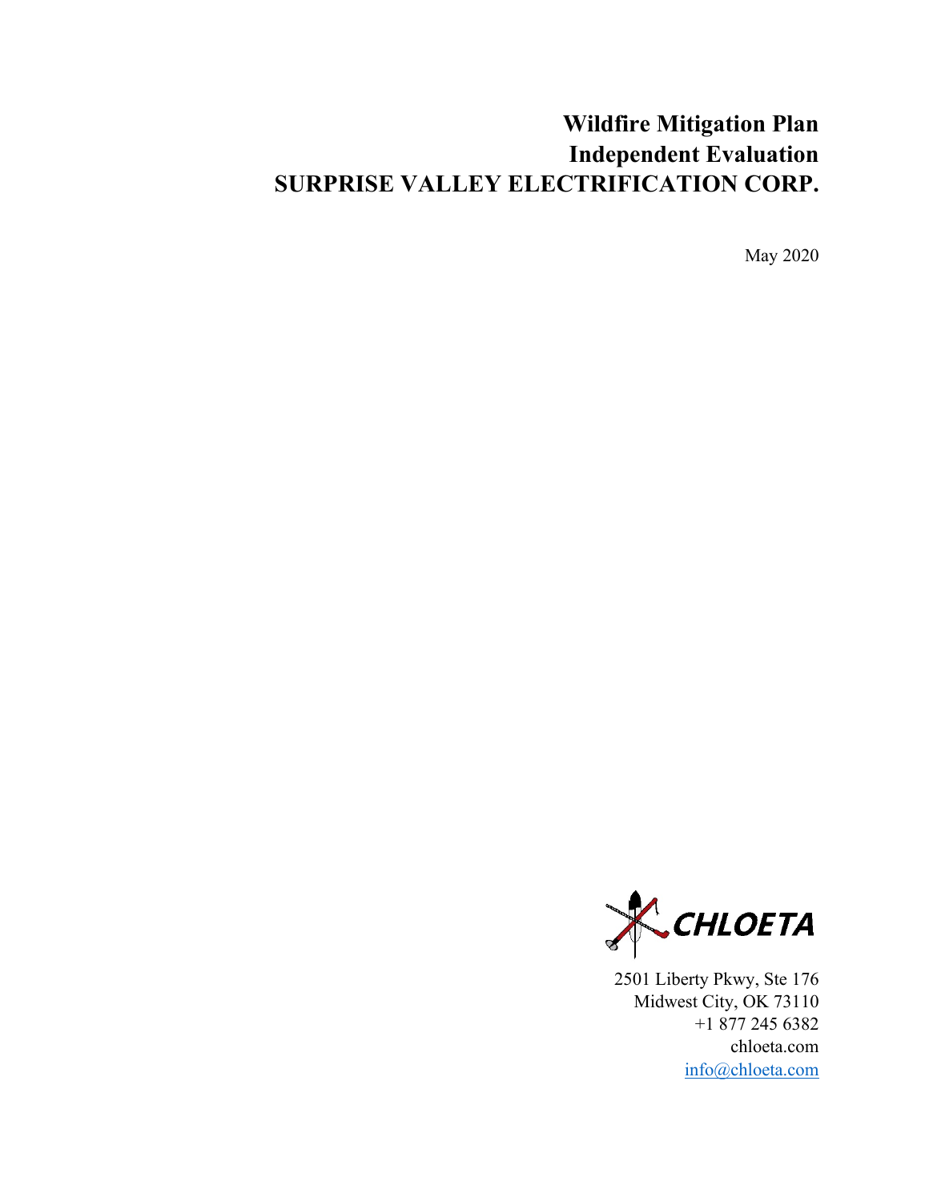# Wildfire Mitigation Plan
# Independent Evaluation
# SURPRISE VALLEY ELECTRIFICATION CORP.

May 2020

CHLOETA

2501 Liberty Pkwy, Ste 176
Midwest City, OK 73110
+1 877 245 6382
chloeta.com
info@chloeta.com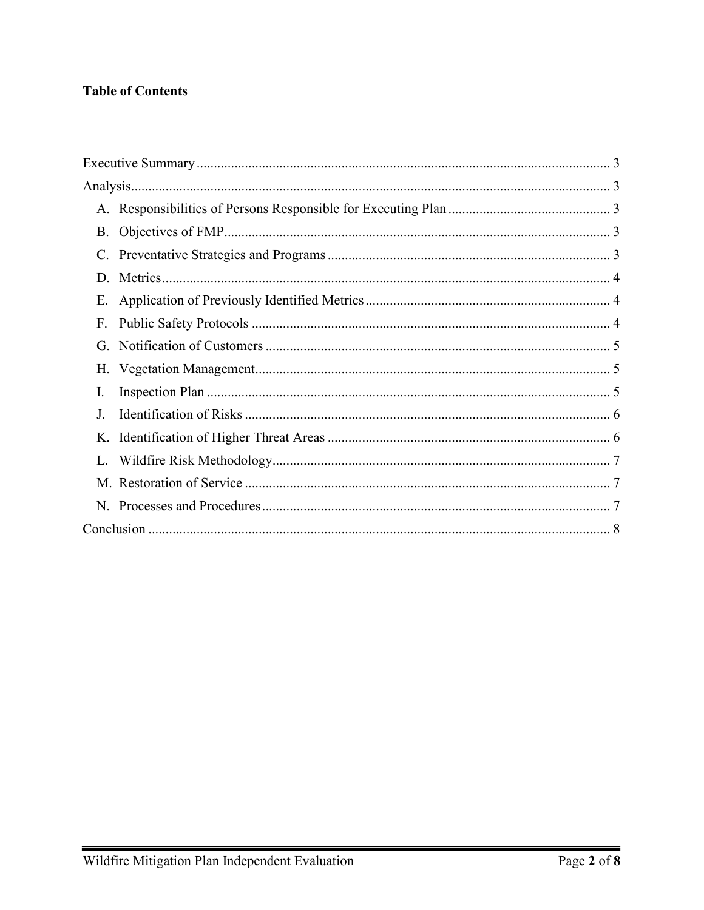**Table of Contents**

Executive Summary ....................................................................................................................... 3

Analysis.......................................................................................................................................... 3

- A. Responsibilities of Persons Responsible for Executing Plan ............................................... 3
- B. Objectives of FMP................................................................................................................ 3
- C. Preventative Strategies and Programs .................................................................................. 3
- D. Metrics.................................................................................................................................. 4
- E. Application of Previously Identified Metrics ....................................................................... 4
- F. Public Safety Protocols ........................................................................................................ 4
- G. Notification of Customers .................................................................................................... 5
- H. Vegetation Management....................................................................................................... 5
- I. Inspection Plan ..................................................................................................................... 5
- J. Identification of Risks .......................................................................................................... 6
- K. Identification of Higher Threat Areas .................................................................................. 6
- L. Wildfire Risk Methodology.................................................................................................. 7
- M. Restoration of Service .......................................................................................................... 7
- N. Processes and Procedures..................................................................................................... 7

Conclusion ...................................................................................................................................... 8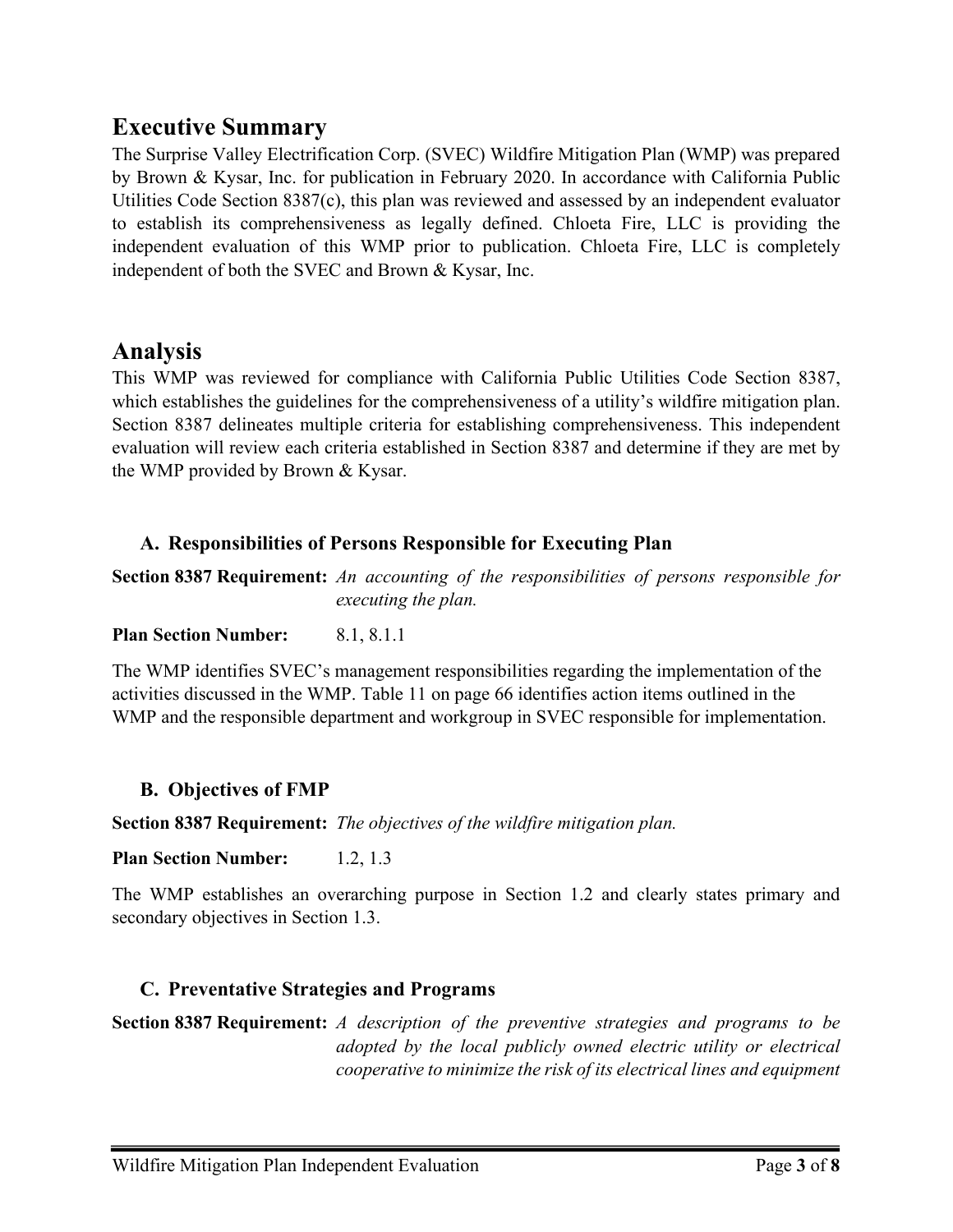## Executive Summary

The Surprise Valley Electrification Corp. (SVEC) Wildfire Mitigation Plan (WMP) was prepared by Brown & Kysar, Inc. for publication in February 2020. In accordance with California Public Utilities Code Section 8387(c), this plan was reviewed and assessed by an independent evaluator to establish its comprehensiveness as legally defined. Chloeta Fire, LLC is providing the independent evaluation of this WMP prior to publication. Chloeta Fire, LLC is completely independent of both the SVEC and Brown & Kysar, Inc.

## Analysis

This WMP was reviewed for compliance with California Public Utilities Code Section 8387, which establishes the guidelines for the comprehensiveness of a utility's wildfire mitigation plan. Section 8387 delineates multiple criteria for establishing comprehensiveness. This independent evaluation will review each criteria established in Section 8387 and determine if they are met by the WMP provided by Brown & Kysar.

### A. Responsibilities of Persons Responsible for Executing Plan

**Section 8387 Requirement:** *An accounting of the responsibilities of persons responsible for executing the plan.*

**Plan Section Number:** 8.1, 8.1.1

The WMP identifies SVEC's management responsibilities regarding the implementation of the activities discussed in the WMP. Table 11 on page 66 identifies action items outlined in the WMP and the responsible department and workgroup in SVEC responsible for implementation.

### B. Objectives of FMP

**Section 8387 Requirement:** *The objectives of the wildfire mitigation plan.*

**Plan Section Number:** 1.2, 1.3

The WMP establishes an overarching purpose in Section 1.2 and clearly states primary and secondary objectives in Section 1.3.

### C. Preventative Strategies and Programs

**Section 8387 Requirement:** *A description of the preventive strategies and programs to be adopted by the local publicly owned electric utility or electrical cooperative to minimize the risk of its electrical lines and equipment*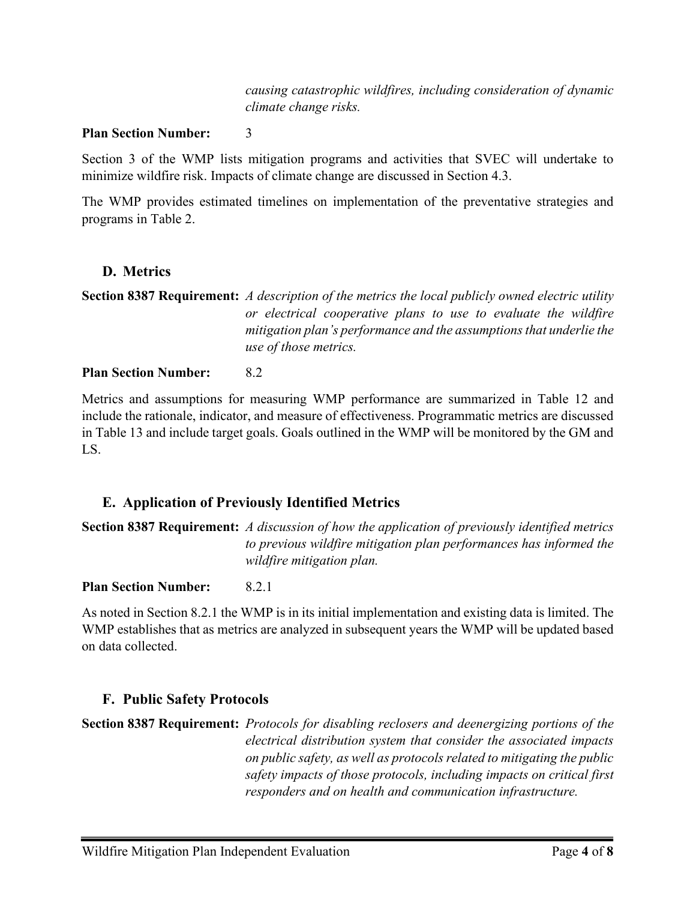*causing catastrophic wildfires, including consideration of dynamic climate change risks.*

**Plan Section Number:** 3

Section 3 of the WMP lists mitigation programs and activities that SVEC will undertake to minimize wildfire risk. Impacts of climate change are discussed in Section 4.3.

The WMP provides estimated timelines on implementation of the preventative strategies and programs in Table 2.

### D. Metrics

**Section 8387 Requirement:** *A description of the metrics the local publicly owned electric utility or electrical cooperative plans to use to evaluate the wildfire mitigation plan's performance and the assumptions that underlie the use of those metrics.*

**Plan Section Number:** 8.2

Metrics and assumptions for measuring WMP performance are summarized in Table 12 and include the rationale, indicator, and measure of effectiveness. Programmatic metrics are discussed in Table 13 and include target goals. Goals outlined in the WMP will be monitored by the GM and LS.

### E. Application of Previously Identified Metrics

**Section 8387 Requirement:** *A discussion of how the application of previously identified metrics to previous wildfire mitigation plan performances has informed the wildfire mitigation plan.*

**Plan Section Number:** 8.2.1

As noted in Section 8.2.1 the WMP is in its initial implementation and existing data is limited. The WMP establishes that as metrics are analyzed in subsequent years the WMP will be updated based on data collected.

### F. Public Safety Protocols

**Section 8387 Requirement:** *Protocols for disabling reclosers and deenergizing portions of the electrical distribution system that consider the associated impacts on public safety, as well as protocols related to mitigating the public safety impacts of those protocols, including impacts on critical first responders and on health and communication infrastructure.*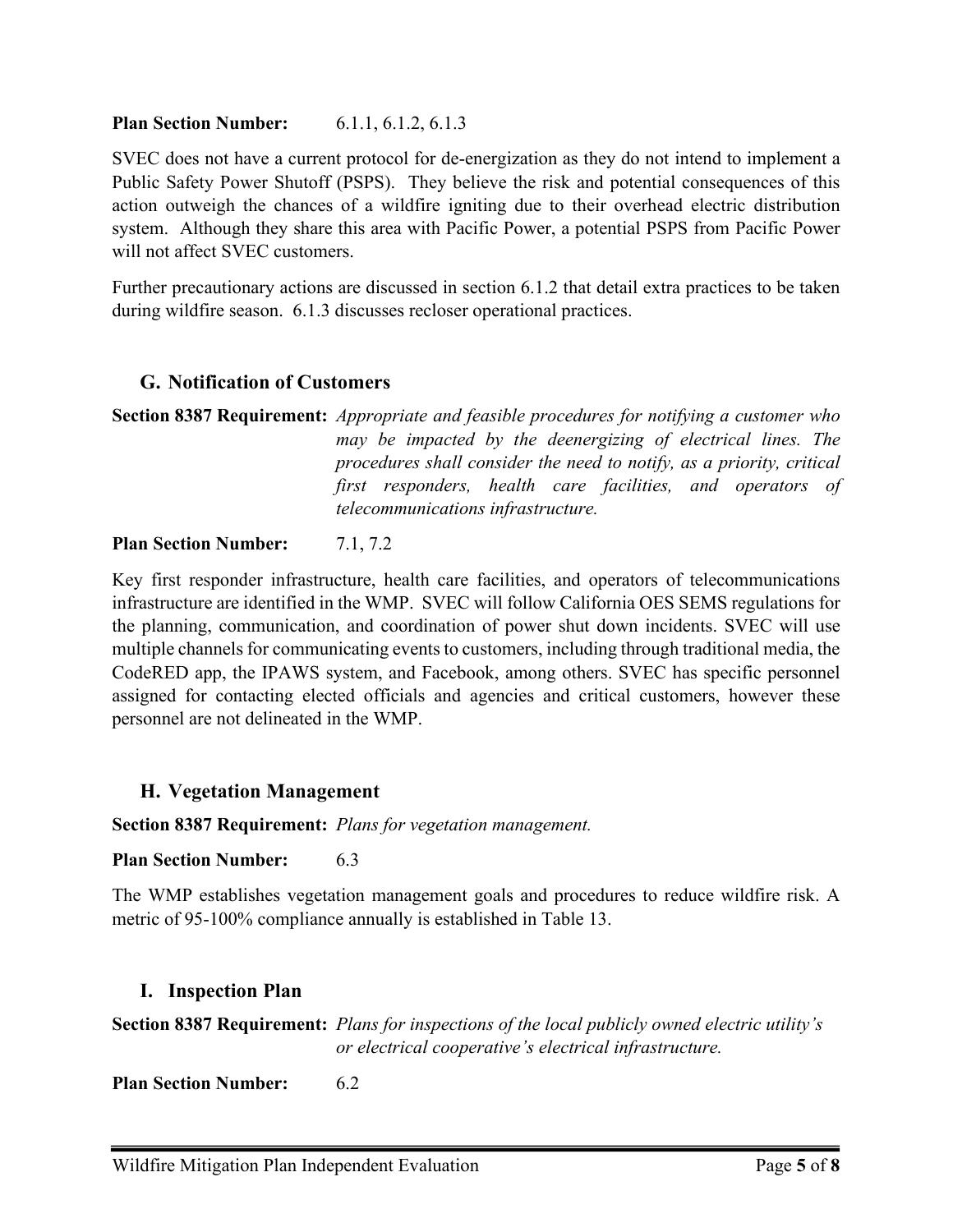**Plan Section Number:** 6.1.1, 6.1.2, 6.1.3

SVEC does not have a current protocol for de-energization as they do not intend to implement a Public Safety Power Shutoff (PSPS). They believe the risk and potential consequences of this action outweigh the chances of a wildfire igniting due to their overhead electric distribution system. Although they share this area with Pacific Power, a potential PSPS from Pacific Power will not affect SVEC customers.

Further precautionary actions are discussed in section 6.1.2 that detail extra practices to be taken during wildfire season. 6.1.3 discusses recloser operational practices.

## G. Notification of Customers

**Section 8387 Requirement:** *Appropriate and feasible procedures for notifying a customer who may be impacted by the deenergizing of electrical lines. The procedures shall consider the need to notify, as a priority, critical first responders, health care facilities, and operators of telecommunications infrastructure.*

**Plan Section Number:** 7.1, 7.2

Key first responder infrastructure, health care facilities, and operators of telecommunications infrastructure are identified in the WMP. SVEC will follow California OES SEMS regulations for the planning, communication, and coordination of power shut down incidents. SVEC will use multiple channels for communicating events to customers, including through traditional media, the CodeRED app, the IPAWS system, and Facebook, among others. SVEC has specific personnel assigned for contacting elected officials and agencies and critical customers, however these personnel are not delineated in the WMP.

## H. Vegetation Management

**Section 8387 Requirement:** *Plans for vegetation management.*

**Plan Section Number:** 6.3

The WMP establishes vegetation management goals and procedures to reduce wildfire risk. A metric of 95-100% compliance annually is established in Table 13.

## I. Inspection Plan

**Section 8387 Requirement:** *Plans for inspections of the local publicly owned electric utility's or electrical cooperative's electrical infrastructure.*

**Plan Section Number:** 6.2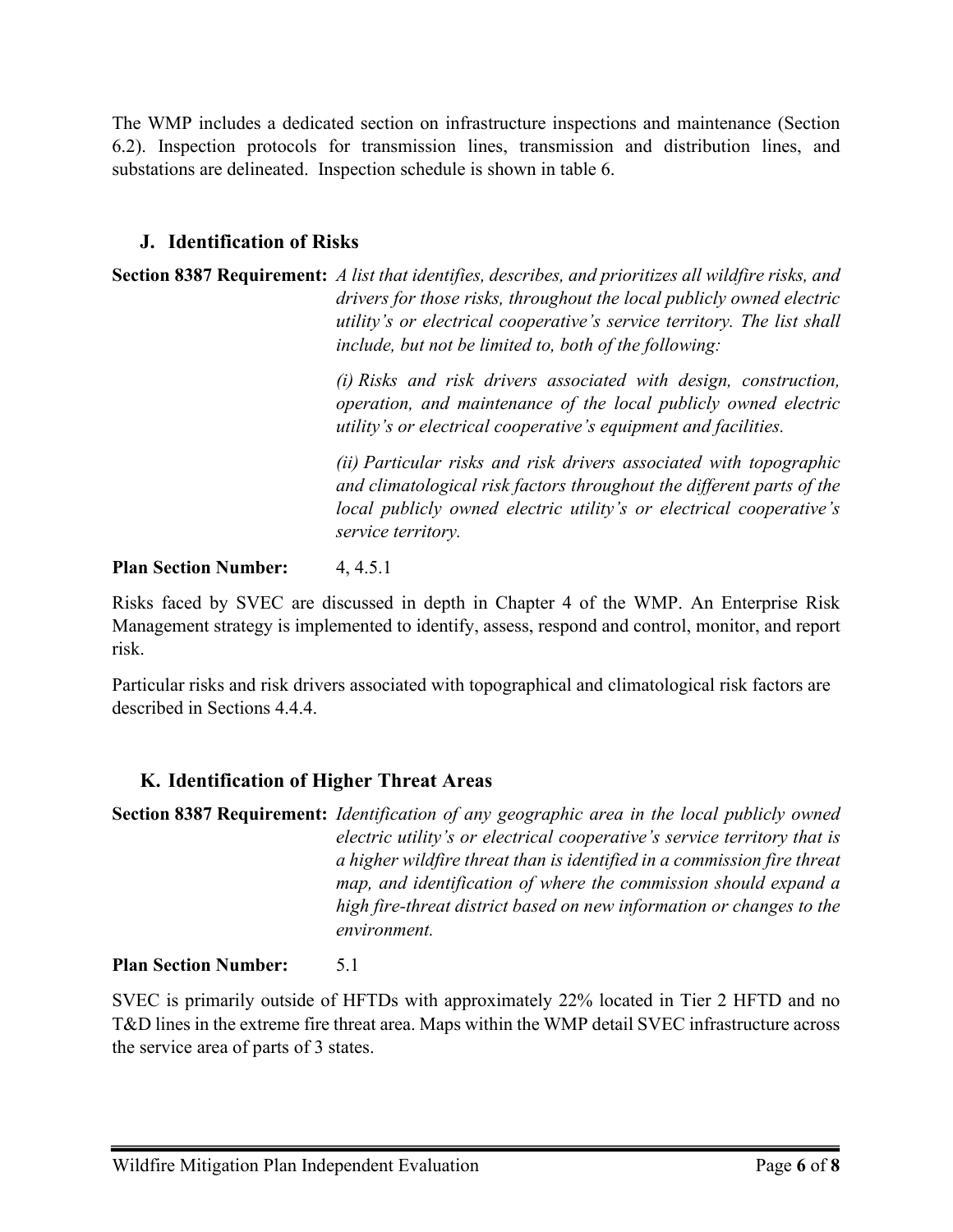The WMP includes a dedicated section on infrastructure inspections and maintenance (Section 6.2). Inspection protocols for transmission lines, transmission and distribution lines, and substations are delineated. Inspection schedule is shown in table 6.

## J. Identification of Risks

**Section 8387 Requirement:** *A list that identifies, describes, and prioritizes all wildfire risks, and drivers for those risks, throughout the local publicly owned electric utility's or electrical cooperative's service territory. The list shall include, but not be limited to, both of the following:*

*(i) Risks and risk drivers associated with design, construction, operation, and maintenance of the local publicly owned electric utility's or electrical cooperative's equipment and facilities.*

*(ii) Particular risks and risk drivers associated with topographic and climatological risk factors throughout the different parts of the local publicly owned electric utility's or electrical cooperative's service territory.*

**Plan Section Number:** 4, 4.5.1

Risks faced by SVEC are discussed in depth in Chapter 4 of the WMP. An Enterprise Risk Management strategy is implemented to identify, assess, respond and control, monitor, and report risk.

Particular risks and risk drivers associated with topographical and climatological risk factors are described in Sections 4.4.4.

## K. Identification of Higher Threat Areas

**Section 8387 Requirement:** *Identification of any geographic area in the local publicly owned electric utility's or electrical cooperative's service territory that is a higher wildfire threat than is identified in a commission fire threat map, and identification of where the commission should expand a high fire-threat district based on new information or changes to the environment.*

**Plan Section Number:** 5.1

SVEC is primarily outside of HFTDs with approximately 22% located in Tier 2 HFTD and no T&D lines in the extreme fire threat area. Maps within the WMP detail SVEC infrastructure across the service area of parts of 3 states.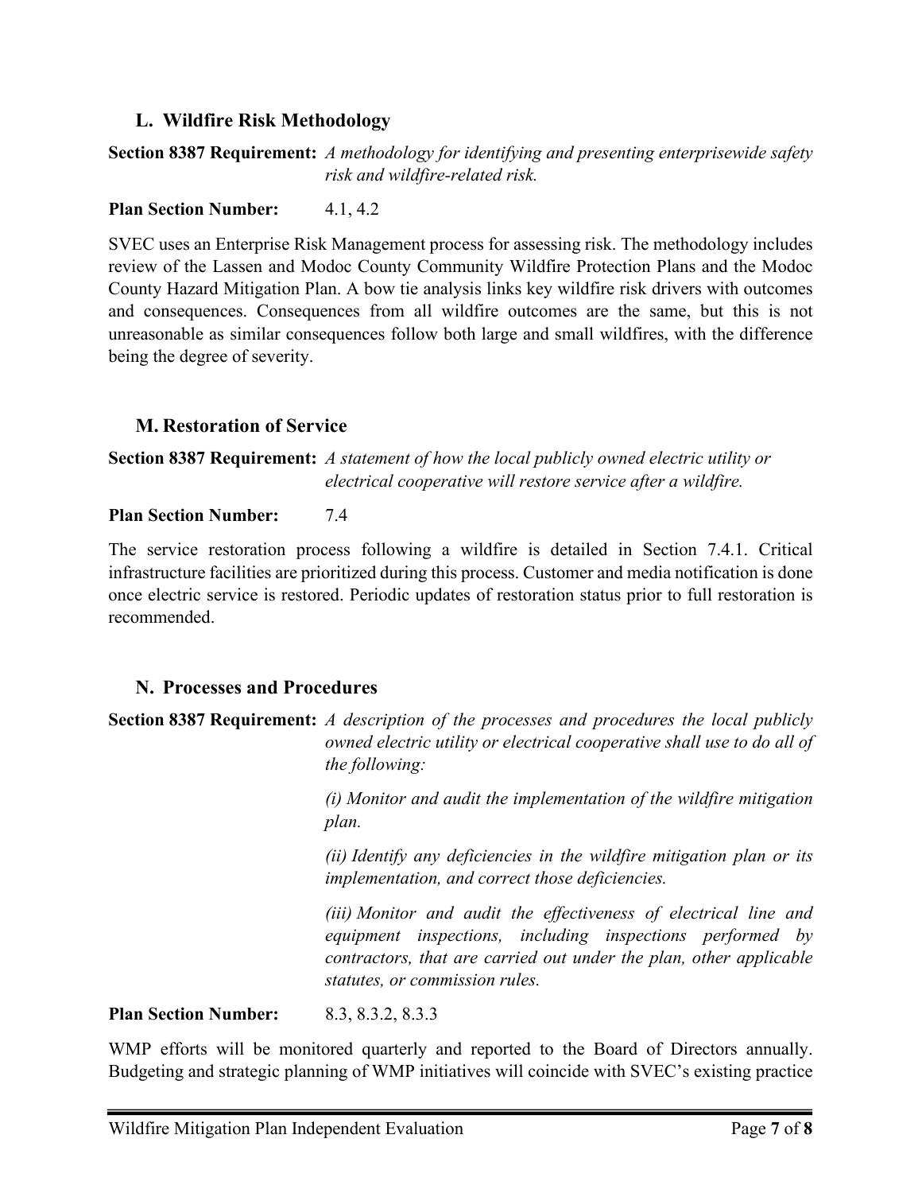### L. Wildfire Risk Methodology

**Section 8387 Requirement:** *A methodology for identifying and presenting enterprisewide safety risk and wildfire-related risk.*

**Plan Section Number:** 4.1, 4.2

SVEC uses an Enterprise Risk Management process for assessing risk. The methodology includes review of the Lassen and Modoc County Community Wildfire Protection Plans and the Modoc County Hazard Mitigation Plan. A bow tie analysis links key wildfire risk drivers with outcomes and consequences. Consequences from all wildfire outcomes are the same, but this is not unreasonable as similar consequences follow both large and small wildfires, with the difference being the degree of severity.

### M. Restoration of Service

**Section 8387 Requirement:** *A statement of how the local publicly owned electric utility or electrical cooperative will restore service after a wildfire.*

**Plan Section Number:** 7.4

The service restoration process following a wildfire is detailed in Section 7.4.1. Critical infrastructure facilities are prioritized during this process. Customer and media notification is done once electric service is restored. Periodic updates of restoration status prior to full restoration is recommended.

### N. Processes and Procedures

**Section 8387 Requirement:** *A description of the processes and procedures the local publicly owned electric utility or electrical cooperative shall use to do all of the following:*

*(i) Monitor and audit the implementation of the wildfire mitigation plan.*

*(ii) Identify any deficiencies in the wildfire mitigation plan or its implementation, and correct those deficiencies.*

*(iii) Monitor and audit the effectiveness of electrical line and equipment inspections, including inspections performed by contractors, that are carried out under the plan, other applicable statutes, or commission rules.*

**Plan Section Number:** 8.3, 8.3.2, 8.3.3

WMP efforts will be monitored quarterly and reported to the Board of Directors annually. Budgeting and strategic planning of WMP initiatives will coincide with SVEC's existing practice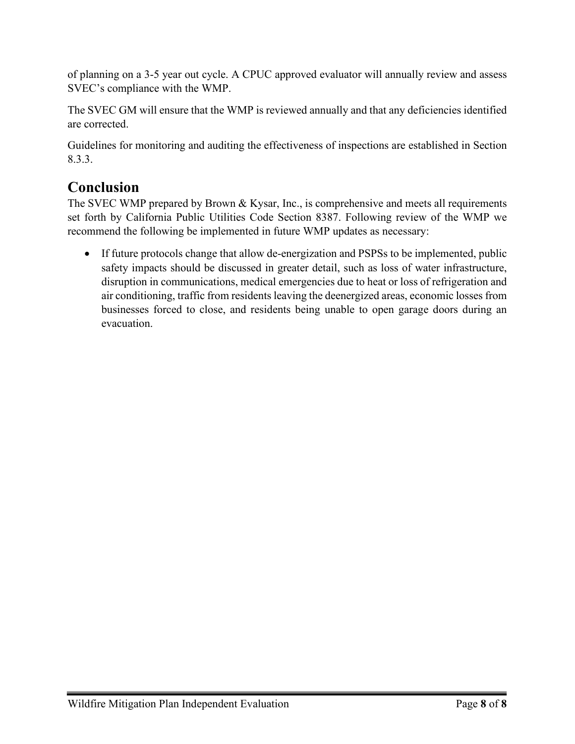of planning on a 3-5 year out cycle. A CPUC approved evaluator will annually review and assess SVEC's compliance with the WMP.

The SVEC GM will ensure that the WMP is reviewed annually and that any deficiencies identified are corrected.

Guidelines for monitoring and auditing the effectiveness of inspections are established in Section 8.3.3.

## Conclusion

The SVEC WMP prepared by Brown & Kysar, Inc., is comprehensive and meets all requirements set forth by California Public Utilities Code Section 8387. Following review of the WMP we recommend the following be implemented in future WMP updates as necessary:

- If future protocols change that allow de-energization and PSPSs to be implemented, public safety impacts should be discussed in greater detail, such as loss of water infrastructure, disruption in communications, medical emergencies due to heat or loss of refrigeration and air conditioning, traffic from residents leaving the deenergized areas, economic losses from businesses forced to close, and residents being unable to open garage doors during an evacuation.